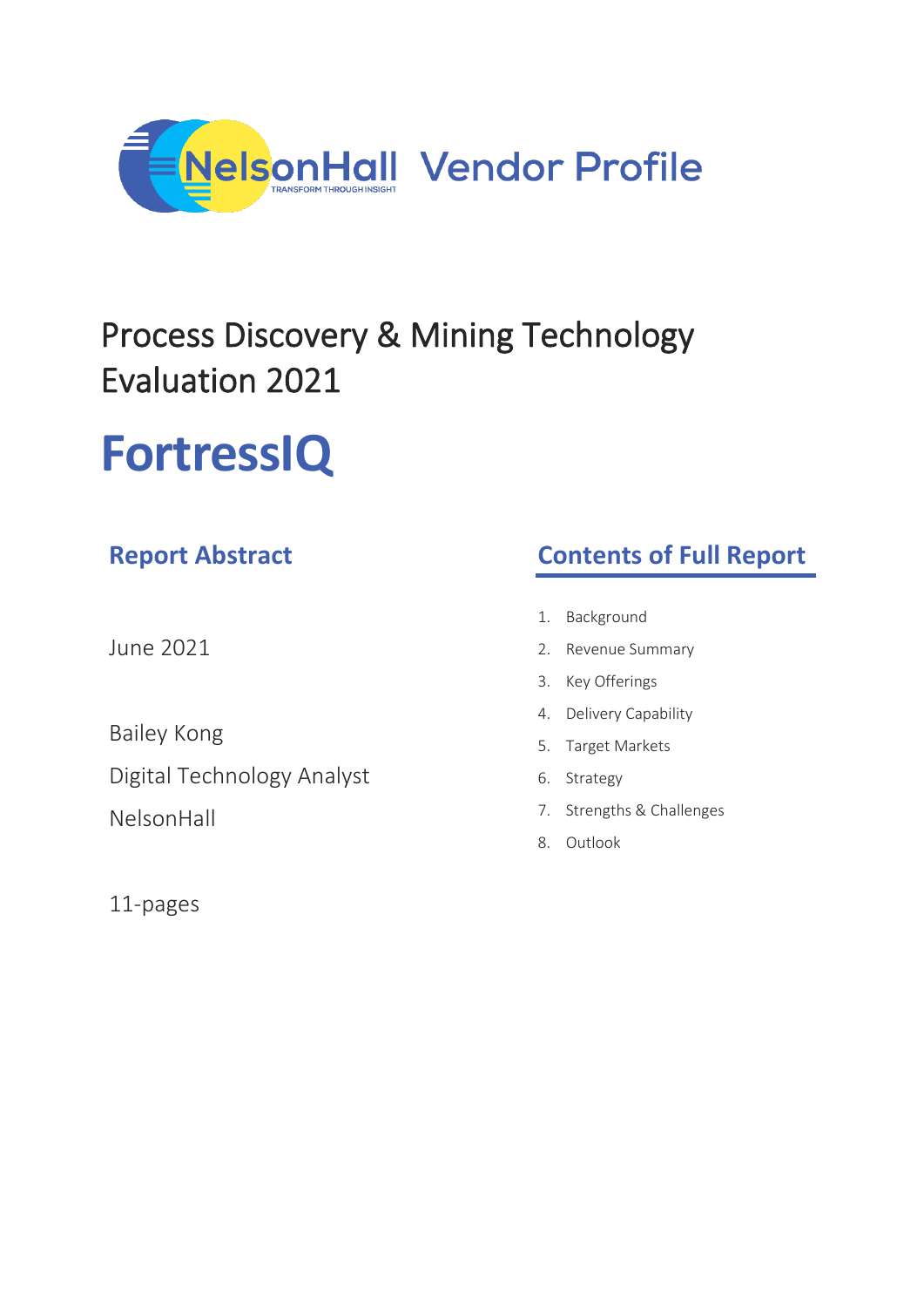NelsonHall Vendor Profile

# Process Discovery & Mining Technology Evaluation 2021

# FortressIQ

## Report Abstract

June 2021

Bailey Kong

Digital Technology Analyst

NelsonHall

11-pages

## Contents of Full Report

1. Background
2. Revenue Summary
3. Key Offerings
4. Delivery Capability
5. Target Markets
6. Strategy
7. Strengths & Challenges
8. Outlook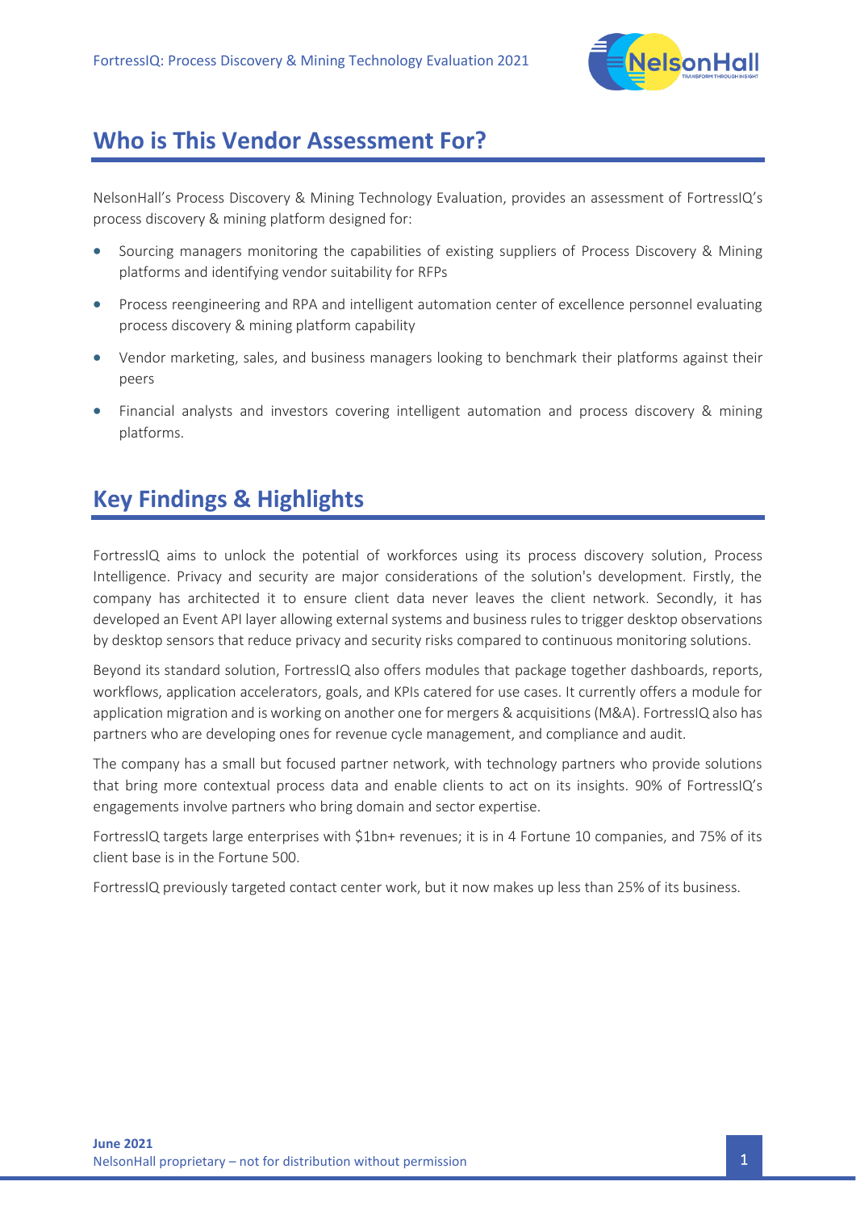## Who is This Vendor Assessment For?

NelsonHall's Process Discovery & Mining Technology Evaluation, provides an assessment of FortressIQ's process discovery & mining platform designed for:

- Sourcing managers monitoring the capabilities of existing suppliers of Process Discovery & Mining platforms and identifying vendor suitability for RFPs
- Process reengineering and RPA and intelligent automation center of excellence personnel evaluating process discovery & mining platform capability
- Vendor marketing, sales, and business managers looking to benchmark their platforms against their peers
- Financial analysts and investors covering intelligent automation and process discovery & mining platforms.

## Key Findings & Highlights

FortressIQ aims to unlock the potential of workforces using its process discovery solution, Process Intelligence. Privacy and security are major considerations of the solution's development. Firstly, the company has architected it to ensure client data never leaves the client network. Secondly, it has developed an Event API layer allowing external systems and business rules to trigger desktop observations by desktop sensors that reduce privacy and security risks compared to continuous monitoring solutions.

Beyond its standard solution, FortressIQ also offers modules that package together dashboards, reports, workflows, application accelerators, goals, and KPIs catered for use cases. It currently offers a module for application migration and is working on another one for mergers & acquisitions (M&A). FortressIQ also has partners who are developing ones for revenue cycle management, and compliance and audit.

The company has a small but focused partner network, with technology partners who provide solutions that bring more contextual process data and enable clients to act on its insights. 90% of FortressIQ's engagements involve partners who bring domain and sector expertise.

FortressIQ targets large enterprises with $1bn+ revenues; it is in 4 Fortune 10 companies, and 75% of its client base is in the Fortune 500.

FortressIQ previously targeted contact center work, but it now makes up less than 25% of its business.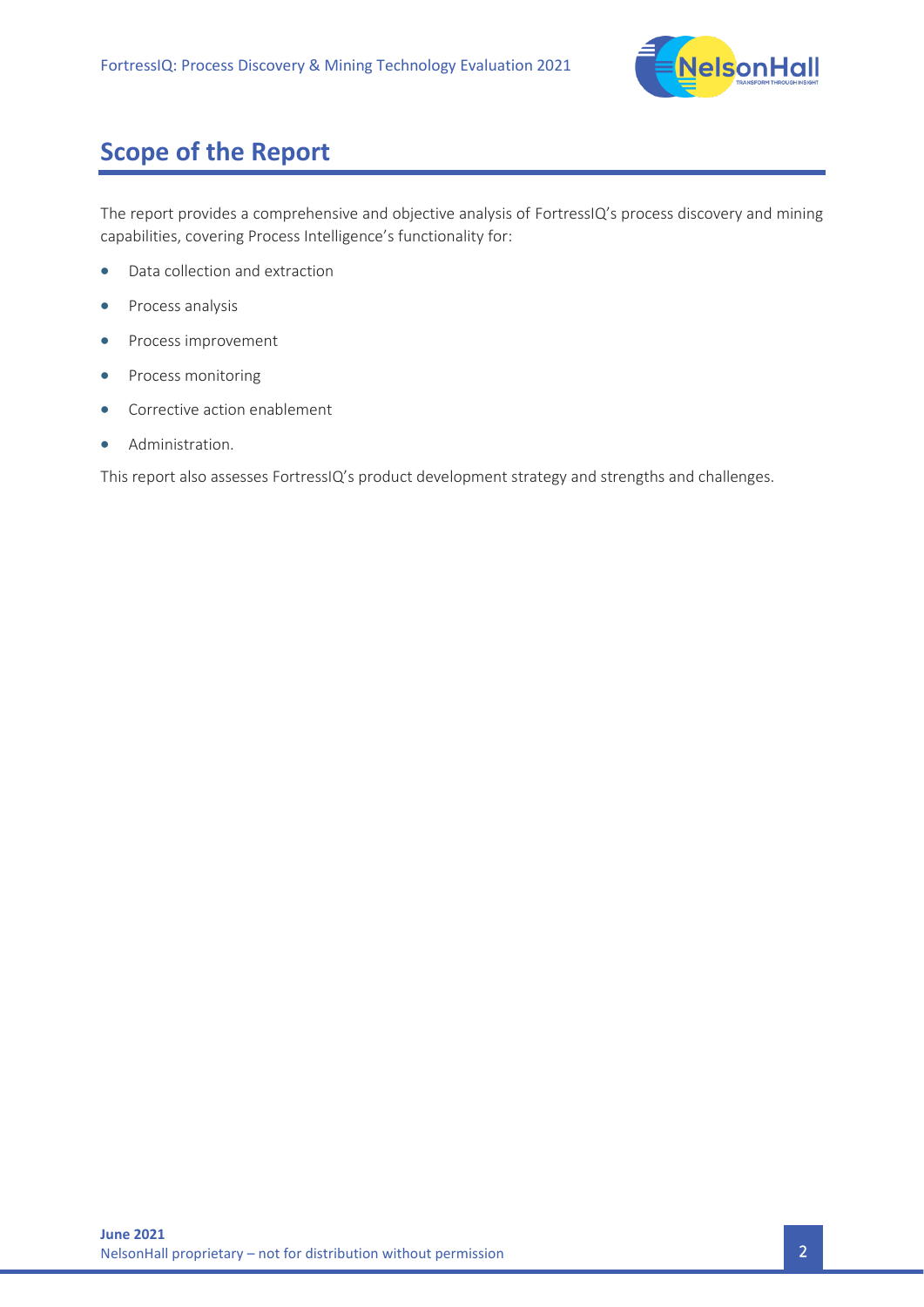# Scope of the Report

The report provides a comprehensive and objective analysis of FortressIQ's process discovery and mining capabilities, covering Process Intelligence's functionality for:

- Data collection and extraction
- Process analysis
- Process improvement
- Process monitoring
- Corrective action enablement
- Administration.

This report also assesses FortressIQ's product development strategy and strengths and challenges.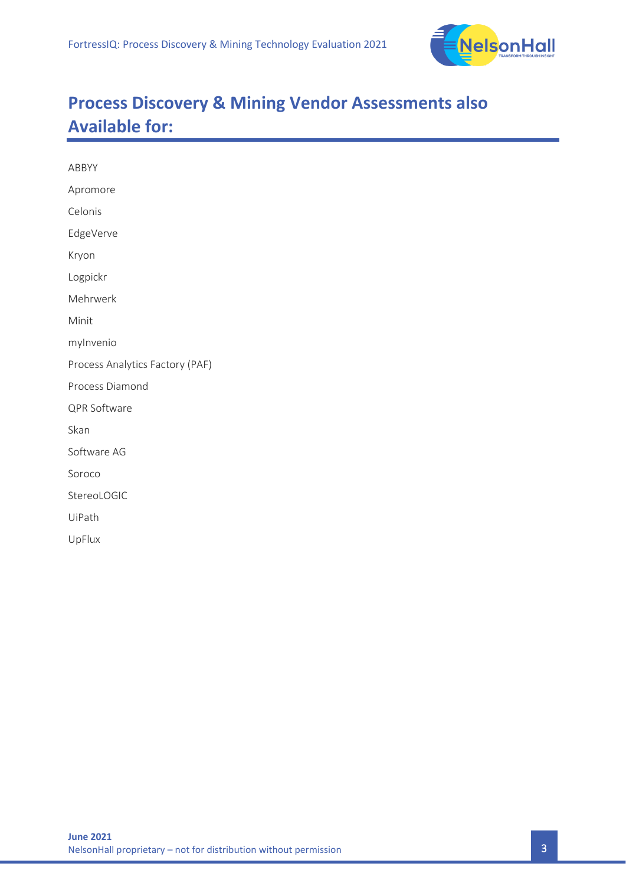# Process Discovery & Mining Vendor Assessments also Available for:

ABBYY

Apromore

Celonis

EdgeVerve

Kryon

Logpickr

Mehrwerk

Minit

myInvenio

Process Analytics Factory (PAF)

Process Diamond

QPR Software

Skan

Software AG

Soroco

StereoLOGIC

UiPath

UpFlux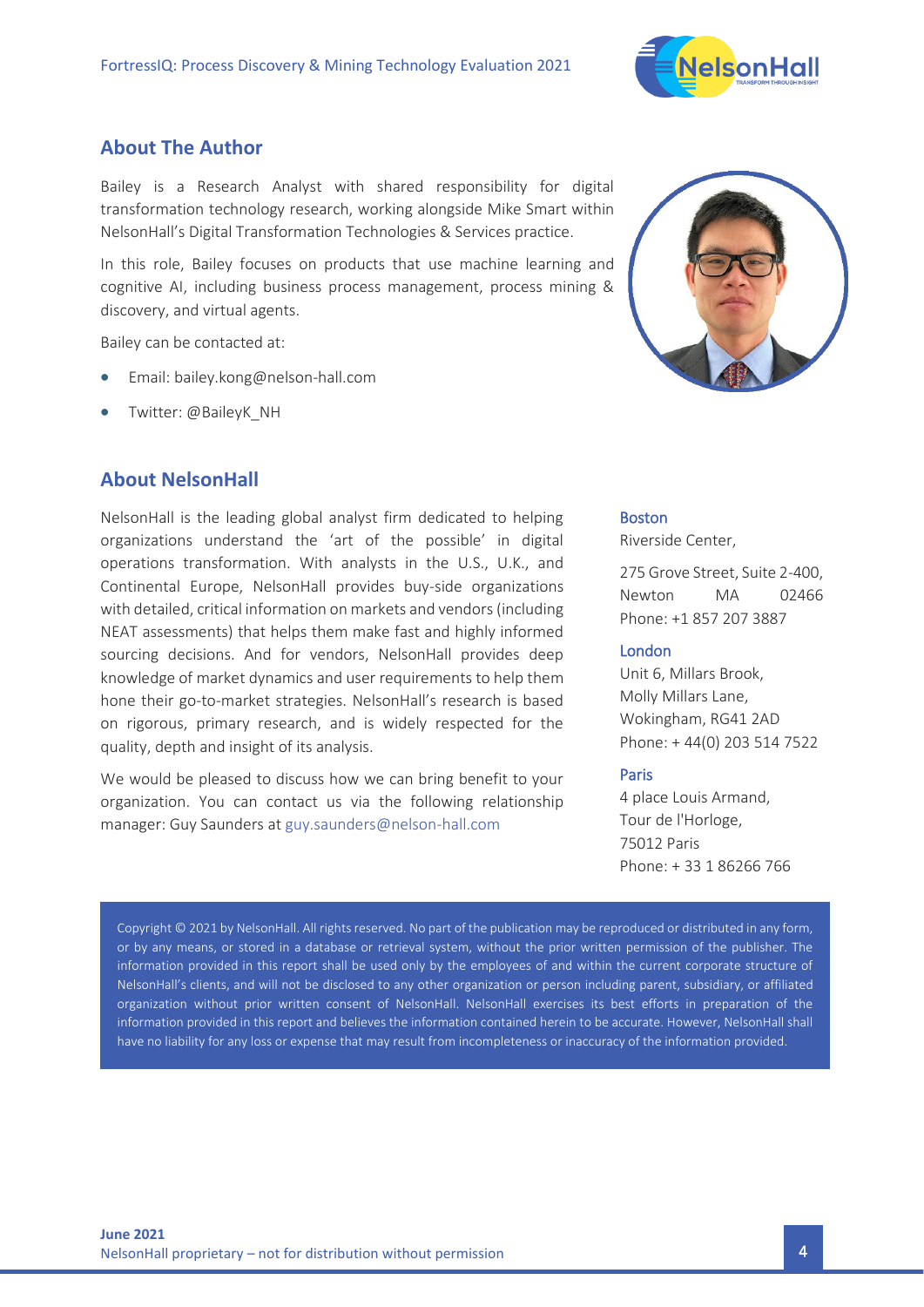## About The Author

Bailey is a Research Analyst with shared responsibility for digital transformation technology research, working alongside Mike Smart within NelsonHall's Digital Transformation Technologies & Services practice.

In this role, Bailey focuses on products that use machine learning and cognitive AI, including business process management, process mining & discovery, and virtual agents.

Bailey can be contacted at:

- Email: bailey.kong@nelson-hall.com
- Twitter: @BaileyK_NH

## About NelsonHall

NelsonHall is the leading global analyst firm dedicated to helping organizations understand the 'art of the possible' in digital operations transformation. With analysts in the U.S., U.K., and Continental Europe, NelsonHall provides buy-side organizations with detailed, critical information on markets and vendors (including NEAT assessments) that helps them make fast and highly informed sourcing decisions. And for vendors, NelsonHall provides deep knowledge of market dynamics and user requirements to help them hone their go-to-market strategies. NelsonHall's research is based on rigorous, primary research, and is widely respected for the quality, depth and insight of its analysis.

We would be pleased to discuss how we can bring benefit to your organization. You can contact us via the following relationship manager: Guy Saunders at guy.saunders@nelson-hall.com

**Boston**
Riverside Center,

275 Grove Street, Suite 2-400,
Newton MA 02466
Phone: +1 857 207 3887

**London**
Unit 6, Millars Brook,
Molly Millars Lane,
Wokingham, RG41 2AD
Phone: + 44(0) 203 514 7522

**Paris**
4 place Louis Armand,
Tour de l'Horloge,
75012 Paris
Phone: + 33 1 86266 766

Copyright © 2021 by NelsonHall. All rights reserved. No part of the publication may be reproduced or distributed in any form, or by any means, or stored in a database or retrieval system, without the prior written permission of the publisher. The information provided in this report shall be used only by the employees of and within the current corporate structure of NelsonHall's clients, and will not be disclosed to any other organization or person including parent, subsidiary, or affiliated organization without prior written consent of NelsonHall. NelsonHall exercises its best efforts in preparation of the information provided in this report and believes the information contained herein to be accurate. However, NelsonHall shall have no liability for any loss or expense that may result from incompleteness or inaccuracy of the information provided.